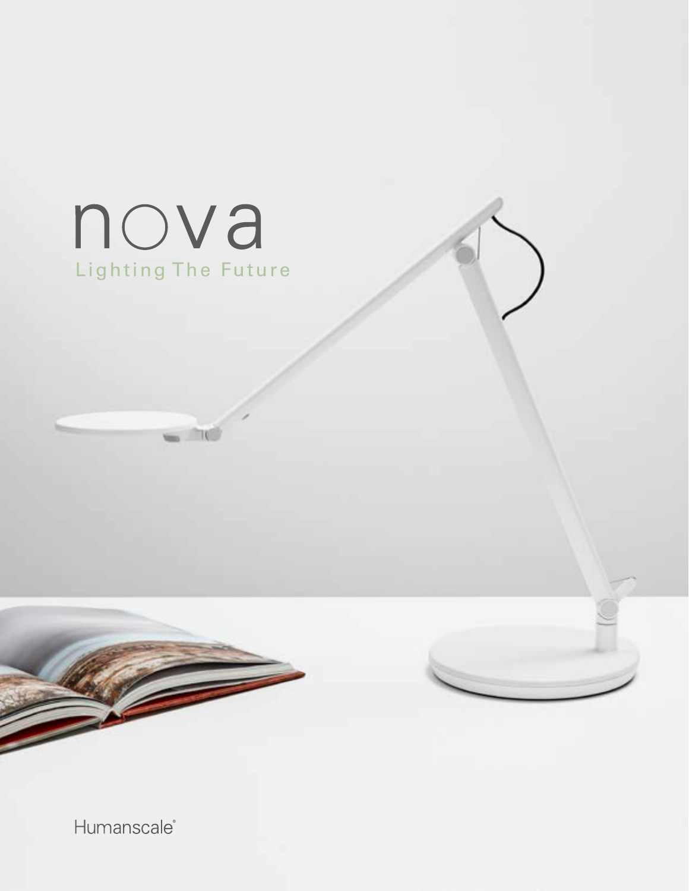# nova

Lighting The Future

Humanscale®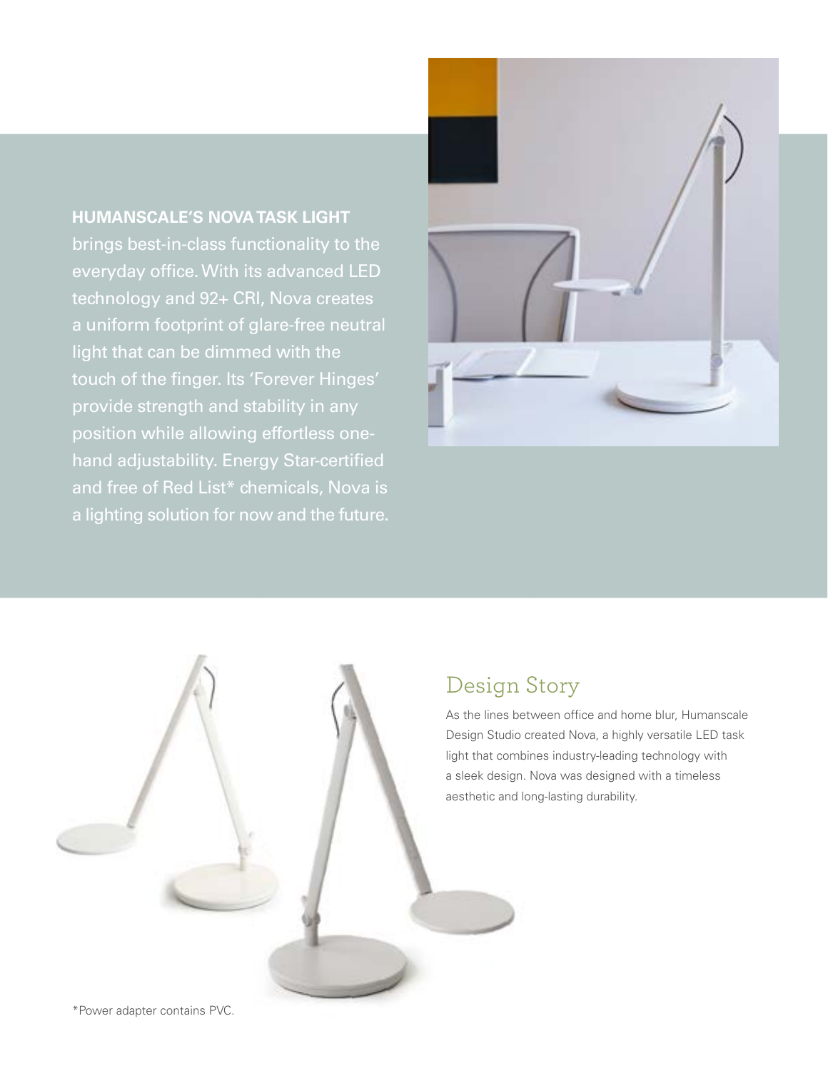**HUMANSCALE'S NOVA TASK LIGHT** brings best-in-class functionality to the everyday office. With its advanced LED technology and 92+ CRI, Nova creates a uniform footprint of glare-free neutral light that can be dimmed with the touch of the finger. Its 'Forever Hinges' provide strength and stability in any position while allowing effortless one-hand adjustability. Energy Star-certified and free of Red List* chemicals, Nova is a lighting solution for now and the future.

## Design Story

As the lines between office and home blur, Humanscale Design Studio created Nova, a highly versatile LED task light that combines industry-leading technology with a sleek design. Nova was designed with a timeless aesthetic and long-lasting durability.

*Power adapter contains PVC.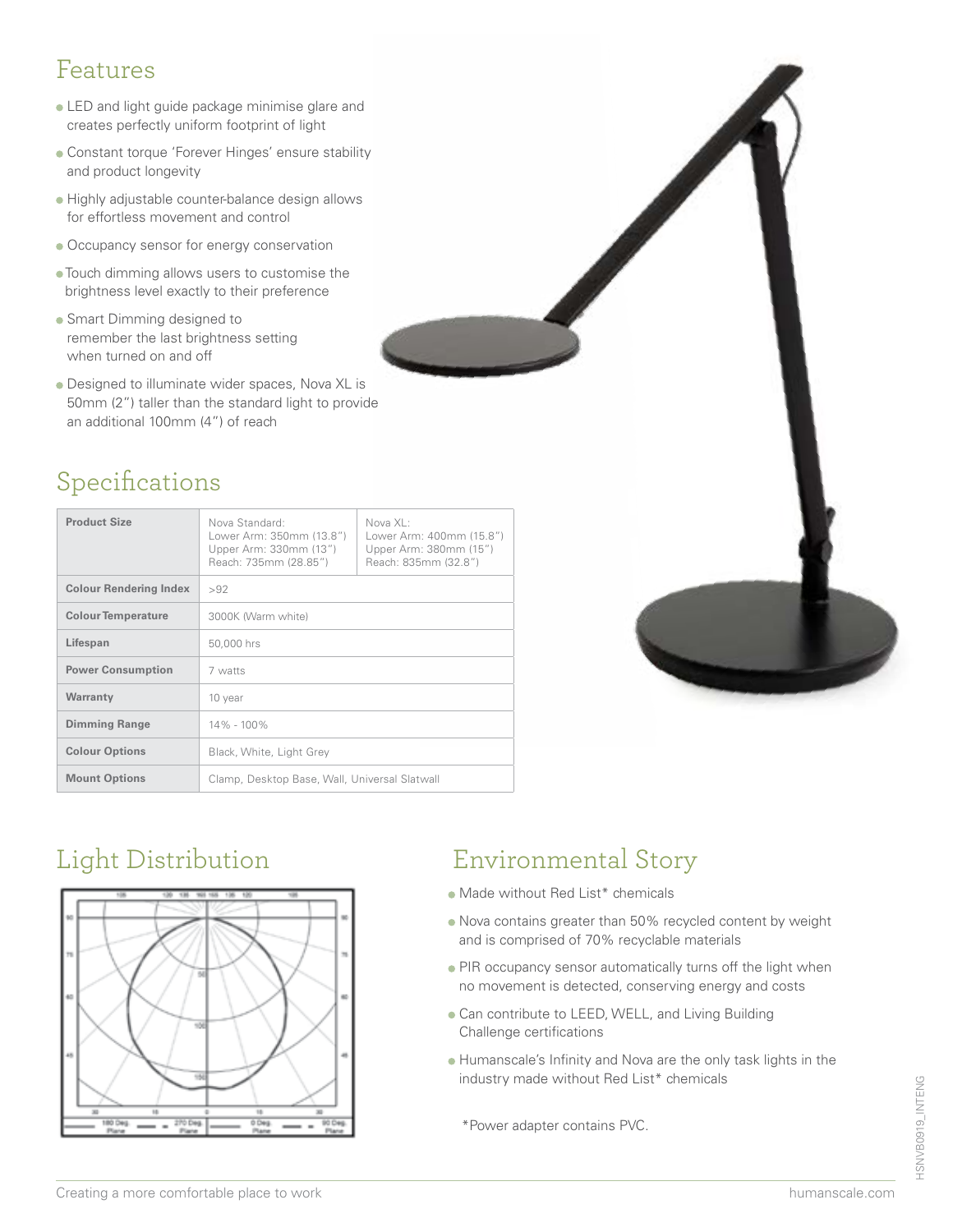## Features

- LED and light guide package minimise glare and creates perfectly uniform footprint of light
- Constant torque 'Forever Hinges' ensure stability and product longevity
- Highly adjustable counter-balance design allows for effortless movement and control
- Occupancy sensor for energy conservation
- Touch dimming allows users to customise the brightness level exactly to their preference
- Smart Dimming designed to remember the last brightness setting when turned on and off
- Designed to illuminate wider spaces, Nova XL is 50mm (2") taller than the standard light to provide an additional 100mm (4") of reach

## Specifications

| | | |
|---|---|---|
| **Product Size** | Nova Standard:<br>Lower Arm: 350mm (13.8")<br>Upper Arm: 330mm (13")<br>Reach: 735mm (28.85") | Nova XL:<br>Lower Arm: 400mm (15.8")<br>Upper Arm: 380mm (15")<br>Reach: 835mm (32.8") |
| **Colour Rendering Index** | >92 | |
| **Colour Temperature** | 3000K (Warm white) | |
| **Lifespan** | 50,000 hrs | |
| **Power Consumption** | 7 watts | |
| **Warranty** | 10 year | |
| **Dimming Range** | 14% - 100% | |
| **Colour Options** | Black, White, Light Grey | |
| **Mount Options** | Clamp, Desktop Base, Wall, Universal Slatwall | |

## Light Distribution

180 Deg. Plane
270 Deg. Plane
0 Deg. Plane
90 Deg. Plane

## Environmental Story

- Made without Red List* chemicals
- Nova contains greater than 50% recycled content by weight and is comprised of 70% recyclable materials
- PIR occupancy sensor automatically turns off the light when no movement is detected, conserving energy and costs
- Can contribute to LEED, WELL, and Living Building Challenge certifications
- Humanscale's Infinity and Nova are the only task lights in the industry made without Red List* chemicals

*Power adapter contains PVC.

HSNVB0919_INTENG